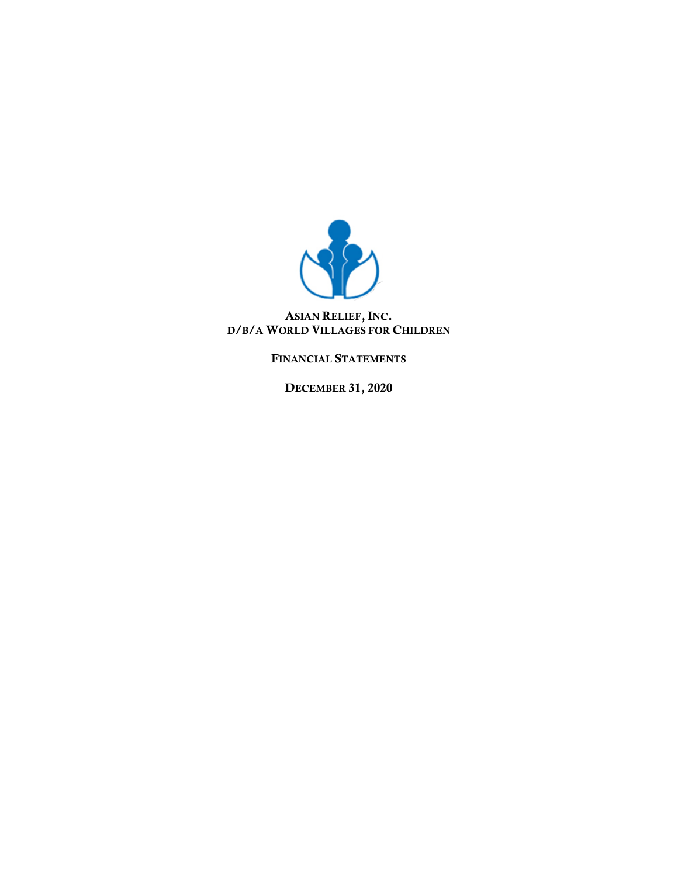# ASIAN RELIEF, INC.
## D/B/A WORLD VILLAGES FOR CHILDREN

### FINANCIAL STATEMENTS

### DECEMBER 31, 2020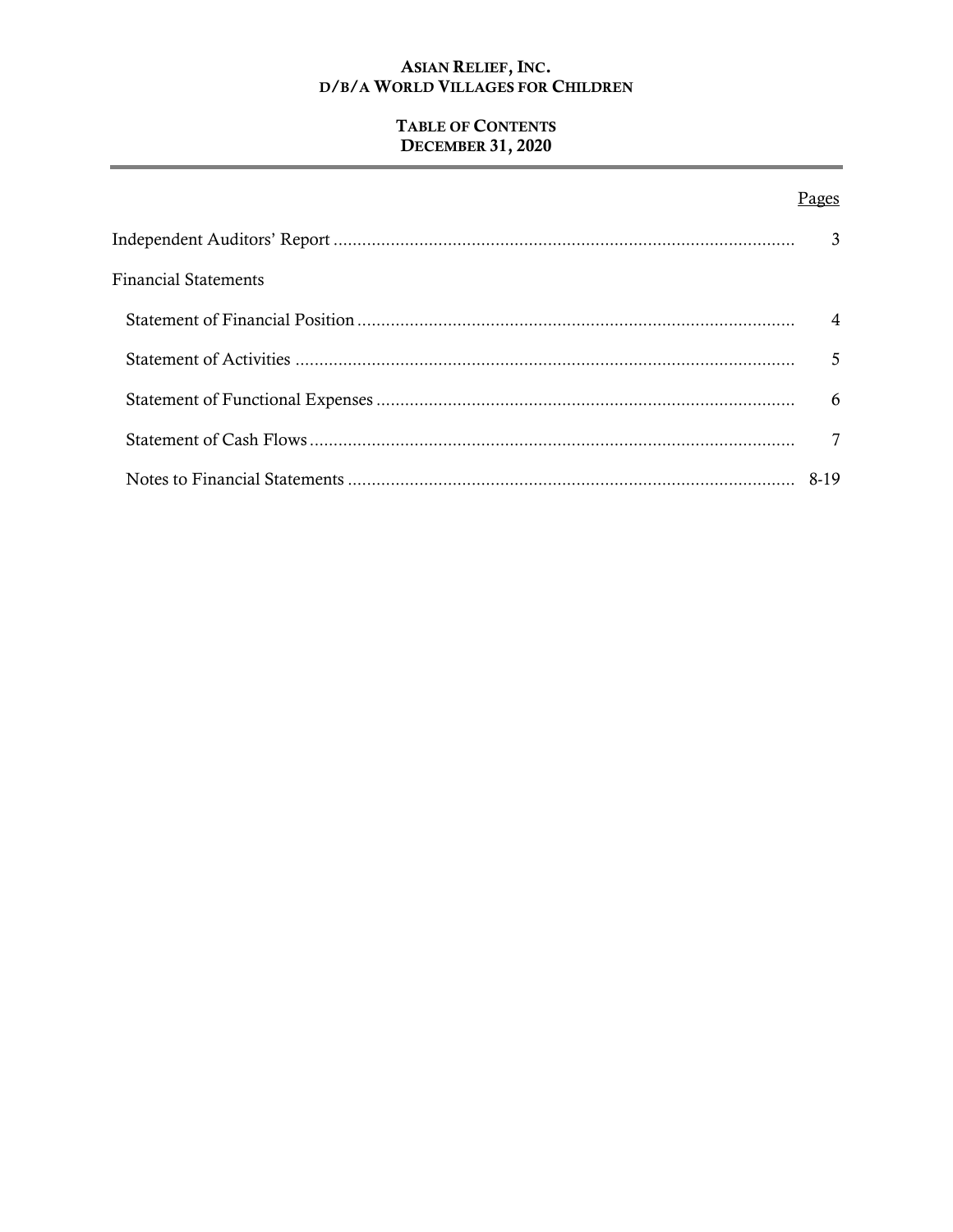# ASIAN RELIEF, INC.
## D/B/A WORLD VILLAGES FOR CHILDREN

## TABLE OF CONTENTS
## DECEMBER 31, 2020

| | Pages |
|---|---|
| Independent Auditors' Report | 3 |
| Financial Statements | |
| Statement of Financial Position | 4 |
| Statement of Activities | 5 |
| Statement of Functional Expenses | 6 |
| Statement of Cash Flows | 7 |
| Notes to Financial Statements | 8-19 |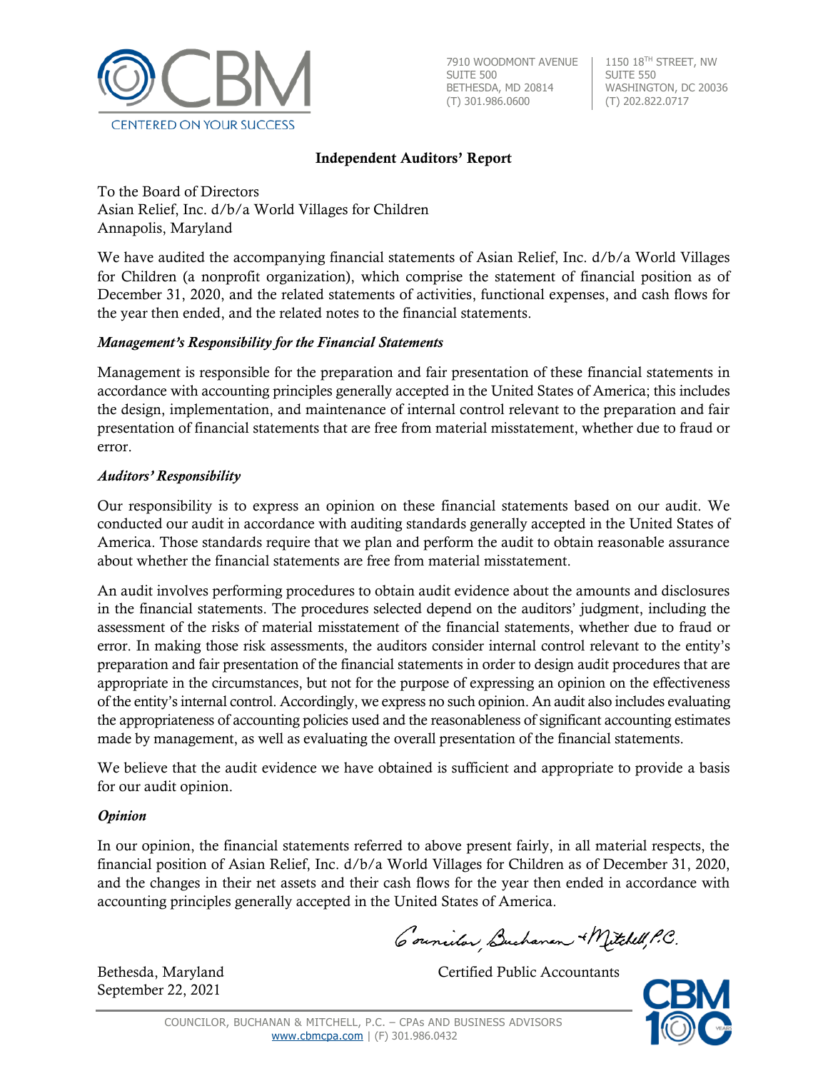# Independent Auditors' Report

To the Board of Directors
Asian Relief, Inc. d/b/a World Villages for Children
Annapolis, Maryland

We have audited the accompanying financial statements of Asian Relief, Inc. d/b/a World Villages for Children (a nonprofit organization), which comprise the statement of financial position as of December 31, 2020, and the related statements of activities, functional expenses, and cash flows for the year then ended, and the related notes to the financial statements.

### *Management's Responsibility for the Financial Statements*

Management is responsible for the preparation and fair presentation of these financial statements in accordance with accounting principles generally accepted in the United States of America; this includes the design, implementation, and maintenance of internal control relevant to the preparation and fair presentation of financial statements that are free from material misstatement, whether due to fraud or error.

### *Auditors' Responsibility*

Our responsibility is to express an opinion on these financial statements based on our audit. We conducted our audit in accordance with auditing standards generally accepted in the United States of America. Those standards require that we plan and perform the audit to obtain reasonable assurance about whether the financial statements are free from material misstatement.

An audit involves performing procedures to obtain audit evidence about the amounts and disclosures in the financial statements. The procedures selected depend on the auditors' judgment, including the assessment of the risks of material misstatement of the financial statements, whether due to fraud or error. In making those risk assessments, the auditors consider internal control relevant to the entity's preparation and fair presentation of the financial statements in order to design audit procedures that are appropriate in the circumstances, but not for the purpose of expressing an opinion on the effectiveness of the entity's internal control. Accordingly, we express no such opinion. An audit also includes evaluating the appropriateness of accounting policies used and the reasonableness of significant accounting estimates made by management, as well as evaluating the overall presentation of the financial statements.

We believe that the audit evidence we have obtained is sufficient and appropriate to provide a basis for our audit opinion.

### *Opinion*

In our opinion, the financial statements referred to above present fairly, in all material respects, the financial position of Asian Relief, Inc. d/b/a World Villages for Children as of December 31, 2020, and the changes in their net assets and their cash flows for the year then ended in accordance with accounting principles generally accepted in the United States of America.

Councilor, Buchanan & Mitchell, P.C.
Certified Public Accountants

Bethesda, Maryland
September 22, 2021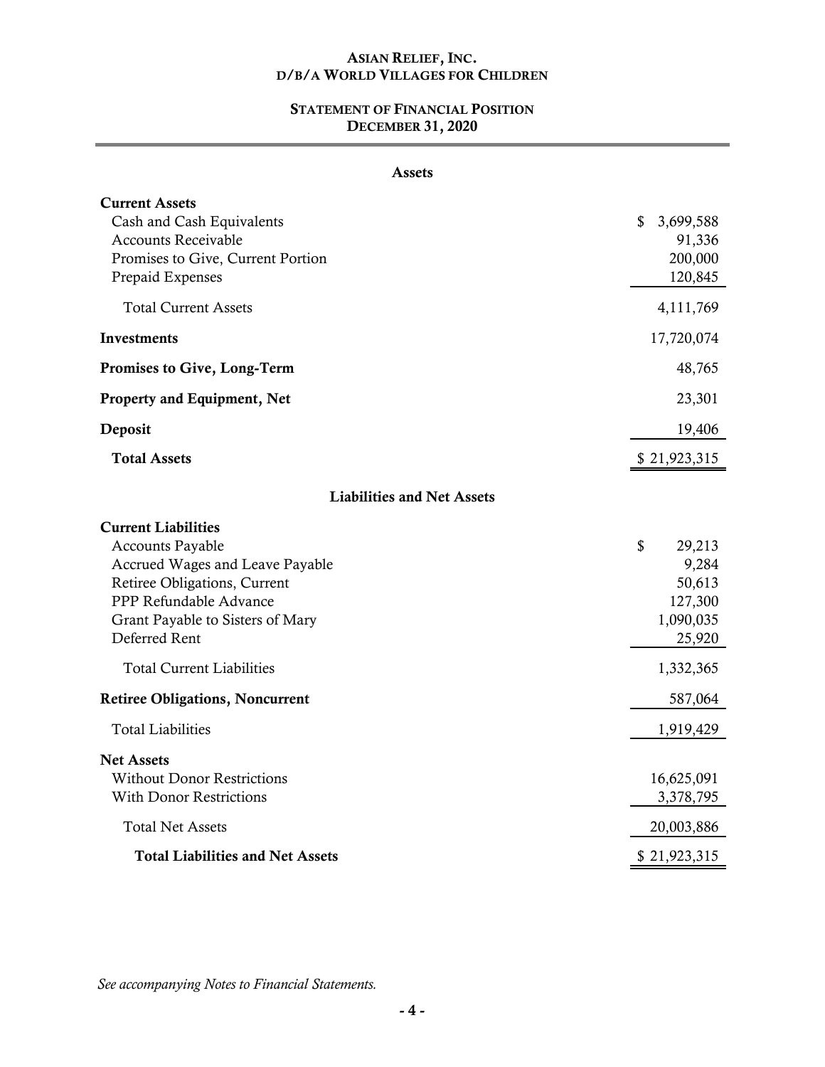# ASIAN RELIEF, INC.
## D/B/A WORLD VILLAGES FOR CHILDREN

## STATEMENT OF FINANCIAL POSITION
## DECEMBER 31, 2020

| | |
|---|---|
| **Assets** | |
| **Current Assets** | |
| Cash and Cash Equivalents | $ 3,699,588 |
| Accounts Receivable | 91,336 |
| Promises to Give, Current Portion | 200,000 |
| Prepaid Expenses | 120,845 |
| Total Current Assets | 4,111,769 |
| **Investments** | 17,720,074 |
| **Promises to Give, Long-Term** | 48,765 |
| **Property and Equipment, Net** | 23,301 |
| **Deposit** | 19,406 |
| **Total Assets** | $ 21,923,315 |
| **Liabilities and Net Assets** | |
| **Current Liabilities** | |
| Accounts Payable | $ 29,213 |
| Accrued Wages and Leave Payable | 9,284 |
| Retiree Obligations, Current | 50,613 |
| PPP Refundable Advance | 127,300 |
| Grant Payable to Sisters of Mary | 1,090,035 |
| Deferred Rent | 25,920 |
| Total Current Liabilities | 1,332,365 |
| **Retiree Obligations, Noncurrent** | 587,064 |
| Total Liabilities | 1,919,429 |
| **Net Assets** | |
| Without Donor Restrictions | 16,625,091 |
| With Donor Restrictions | 3,378,795 |
| Total Net Assets | 20,003,886 |
| **Total Liabilities and Net Assets** | $ 21,923,315 |

*See accompanying Notes to Financial Statements.*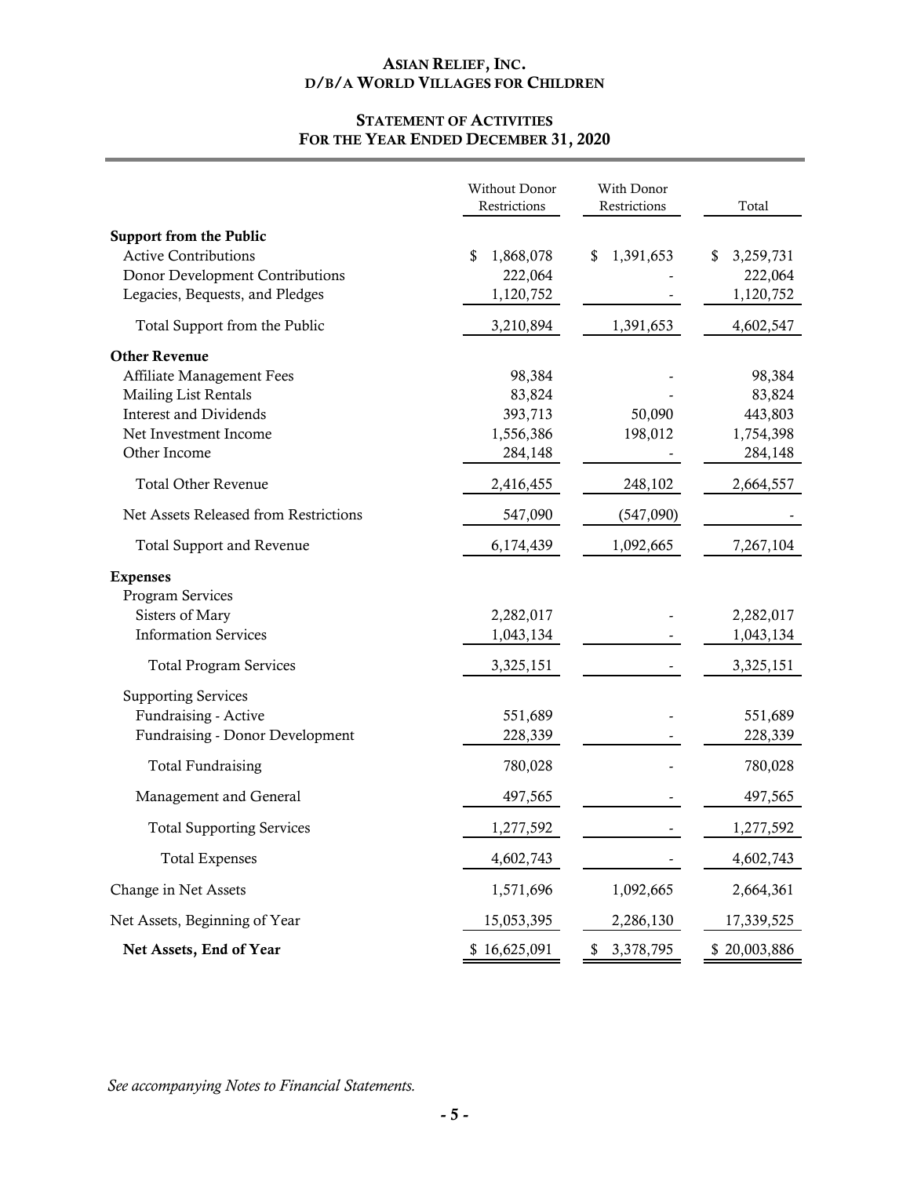# ASIAN RELIEF, INC.
## D/B/A WORLD VILLAGES FOR CHILDREN

## STATEMENT OF ACTIVITIES
### FOR THE YEAR ENDED DECEMBER 31, 2020

| | Without Donor Restrictions | With Donor Restrictions | Total |
|---|---|---|---|
| **Support from the Public** | | | |
| Active Contributions | $ 1,868,078 | $ 1,391,653 | $ 3,259,731 |
| Donor Development Contributions | 222,064 | - | 222,064 |
| Legacies, Bequests, and Pledges | 1,120,752 | - | 1,120,752 |
| Total Support from the Public | 3,210,894 | 1,391,653 | 4,602,547 |
| **Other Revenue** | | | |
| Affiliate Management Fees | 98,384 | - | 98,384 |
| Mailing List Rentals | 83,824 | - | 83,824 |
| Interest and Dividends | 393,713 | 50,090 | 443,803 |
| Net Investment Income | 1,556,386 | 198,012 | 1,754,398 |
| Other Income | 284,148 | - | 284,148 |
| Total Other Revenue | 2,416,455 | 248,102 | 2,664,557 |
| Net Assets Released from Restrictions | 547,090 | (547,090) | - |
| Total Support and Revenue | 6,174,439 | 1,092,665 | 7,267,104 |
| **Expenses** | | | |
| Program Services | | | |
| Sisters of Mary | 2,282,017 | - | 2,282,017 |
| Information Services | 1,043,134 | - | 1,043,134 |
| Total Program Services | 3,325,151 | - | 3,325,151 |
| Supporting Services | | | |
| Fundraising - Active | 551,689 | - | 551,689 |
| Fundraising - Donor Development | 228,339 | - | 228,339 |
| Total Fundraising | 780,028 | - | 780,028 |
| Management and General | 497,565 | - | 497,565 |
| Total Supporting Services | 1,277,592 | - | 1,277,592 |
| Total Expenses | 4,602,743 | - | 4,602,743 |
| Change in Net Assets | 1,571,696 | 1,092,665 | 2,664,361 |
| Net Assets, Beginning of Year | 15,053,395 | 2,286,130 | 17,339,525 |
| **Net Assets, End of Year** | $ 16,625,091 | $ 3,378,795 | $ 20,003,886 |

*See accompanying Notes to Financial Statements.*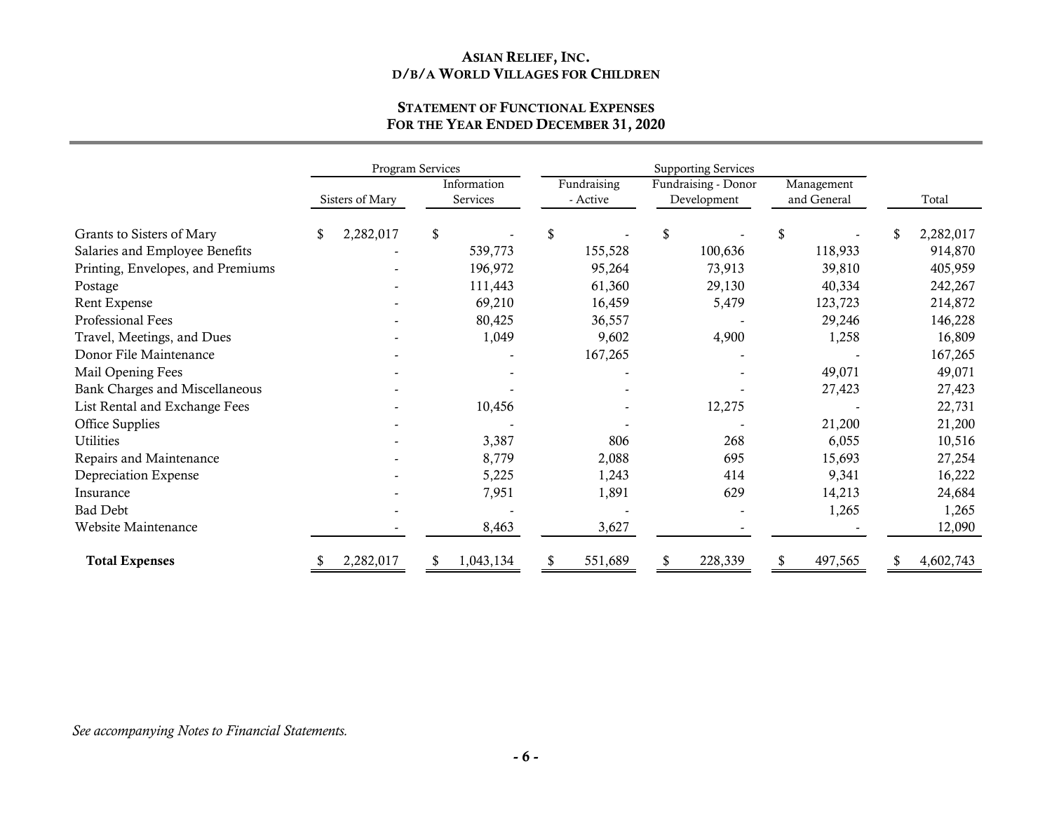**ASIAN RELIEF, INC.**
**D/B/A WORLD VILLAGES FOR CHILDREN**

**STATEMENT OF FUNCTIONAL EXPENSES**
**FOR THE YEAR ENDED DECEMBER 31, 2020**

| | Program Services | | Supporting Services | | | |
|---|---|---|---|---|---|---|
| | Sisters of Mary | Information Services | Fundraising - Active | Fundraising - Donor Development | Management and General | Total |
| Grants to Sisters of Mary | $ 2,282,017 | $ - | $ - | $ - | $ - | $ 2,282,017 |
| Salaries and Employee Benefits | - | 539,773 | 155,528 | 100,636 | 118,933 | 914,870 |
| Printing, Envelopes, and Premiums | - | 196,972 | 95,264 | 73,913 | 39,810 | 405,959 |
| Postage | - | 111,443 | 61,360 | 29,130 | 40,334 | 242,267 |
| Rent Expense | - | 69,210 | 16,459 | 5,479 | 123,723 | 214,872 |
| Professional Fees | - | 80,425 | 36,557 | - | 29,246 | 146,228 |
| Travel, Meetings, and Dues | - | 1,049 | 9,602 | 4,900 | 1,258 | 16,809 |
| Donor File Maintenance | - | - | 167,265 | - | - | 167,265 |
| Mail Opening Fees | - | - | - | - | 49,071 | 49,071 |
| Bank Charges and Miscellaneous | - | - | - | - | 27,423 | 27,423 |
| List Rental and Exchange Fees | - | 10,456 | - | 12,275 | - | 22,731 |
| Office Supplies | - | - | - | - | 21,200 | 21,200 |
| Utilities | - | 3,387 | 806 | 268 | 6,055 | 10,516 |
| Repairs and Maintenance | - | 8,779 | 2,088 | 695 | 15,693 | 27,254 |
| Depreciation Expense | - | 5,225 | 1,243 | 414 | 9,341 | 16,222 |
| Insurance | - | 7,951 | 1,891 | 629 | 14,213 | 24,684 |
| Bad Debt | - | - | - | - | 1,265 | 1,265 |
| Website Maintenance | - | 8,463 | 3,627 | - | - | 12,090 |
| **Total Expenses** | $ 2,282,017 | $ 1,043,134 | $ 551,689 | $ 228,339 | $ 497,565 | $ 4,602,743 |

*See accompanying Notes to Financial Statements.*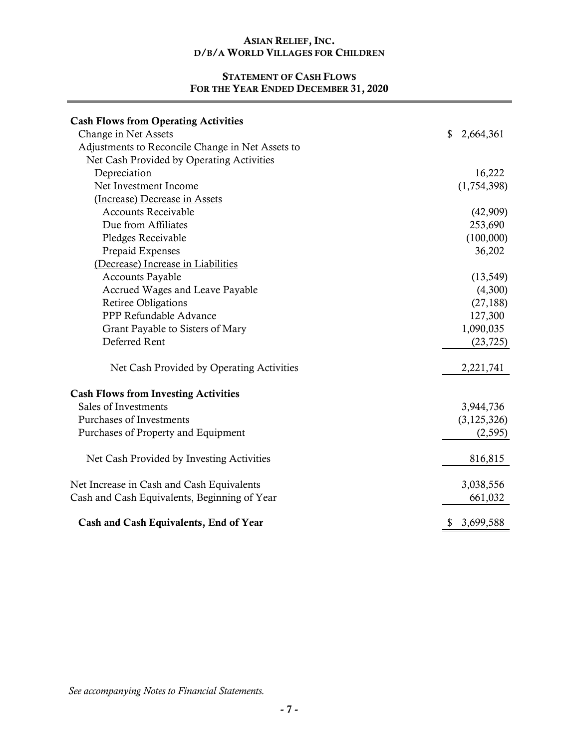**ASIAN RELIEF, INC.**
**D/B/A WORLD VILLAGES FOR CHILDREN**

**STATEMENT OF CASH FLOWS**
**FOR THE YEAR ENDED DECEMBER 31, 2020**

| | |
|---|---|
| **Cash Flows from Operating Activities** | |
| Change in Net Assets | $ 2,664,361 |
| Adjustments to Reconcile Change in Net Assets to Net Cash Provided by Operating Activities | |
| Depreciation | 16,222 |
| Net Investment Income | (1,754,398) |
| (Increase) Decrease in Assets | |
| Accounts Receivable | (42,909) |
| Due from Affiliates | 253,690 |
| Pledges Receivable | (100,000) |
| Prepaid Expenses | 36,202 |
| (Decrease) Increase in Liabilities | |
| Accounts Payable | (13,549) |
| Accrued Wages and Leave Payable | (4,300) |
| Retiree Obligations | (27,188) |
| PPP Refundable Advance | 127,300 |
| Grant Payable to Sisters of Mary | 1,090,035 |
| Deferred Rent | (23,725) |
| Net Cash Provided by Operating Activities | 2,221,741 |
| **Cash Flows from Investing Activities** | |
| Sales of Investments | 3,944,736 |
| Purchases of Investments | (3,125,326) |
| Purchases of Property and Equipment | (2,595) |
| Net Cash Provided by Investing Activities | 816,815 |
| Net Increase in Cash and Cash Equivalents | 3,038,556 |
| Cash and Cash Equivalents, Beginning of Year | 661,032 |
| **Cash and Cash Equivalents, End of Year** | $ 3,699,588 |

*See accompanying Notes to Financial Statements.*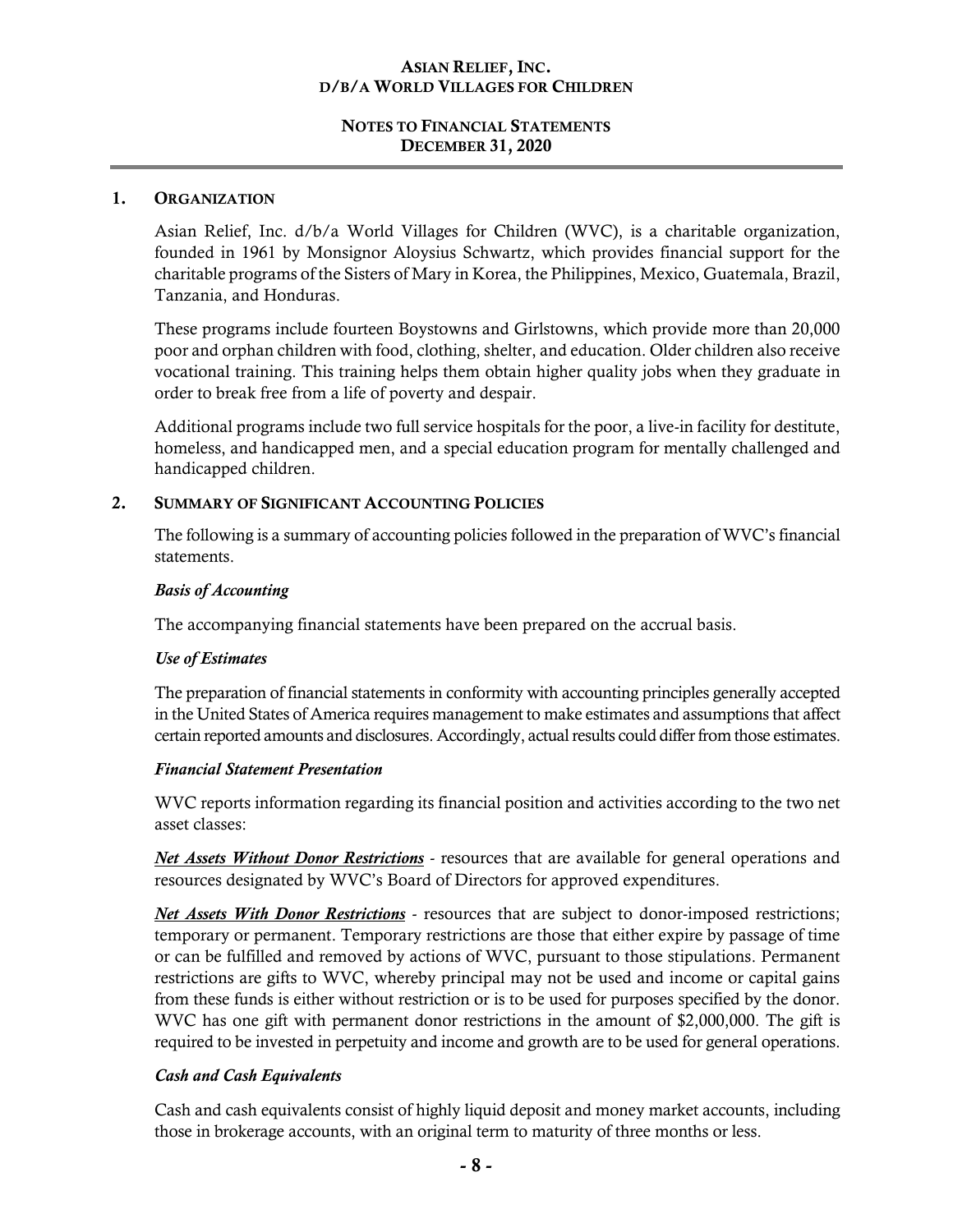# ASIAN RELIEF, INC.
## D/B/A WORLD VILLAGES FOR CHILDREN

## NOTES TO FINANCIAL STATEMENTS
## DECEMBER 31, 2020

### 1. ORGANIZATION

Asian Relief, Inc. d/b/a World Villages for Children (WVC), is a charitable organization, founded in 1961 by Monsignor Aloysius Schwartz, which provides financial support for the charitable programs of the Sisters of Mary in Korea, the Philippines, Mexico, Guatemala, Brazil, Tanzania, and Honduras.

These programs include fourteen Boystowns and Girlstowns, which provide more than 20,000 poor and orphan children with food, clothing, shelter, and education. Older children also receive vocational training. This training helps them obtain higher quality jobs when they graduate in order to break free from a life of poverty and despair.

Additional programs include two full service hospitals for the poor, a live-in facility for destitute, homeless, and handicapped men, and a special education program for mentally challenged and handicapped children.

### 2. SUMMARY OF SIGNIFICANT ACCOUNTING POLICIES

The following is a summary of accounting policies followed in the preparation of WVC's financial statements.

***Basis of Accounting***

The accompanying financial statements have been prepared on the accrual basis.

***Use of Estimates***

The preparation of financial statements in conformity with accounting principles generally accepted in the United States of America requires management to make estimates and assumptions that affect certain reported amounts and disclosures. Accordingly, actual results could differ from those estimates.

***Financial Statement Presentation***

WVC reports information regarding its financial position and activities according to the two net asset classes:

***<u>Net Assets Without Donor Restrictions</u>*** - resources that are available for general operations and resources designated by WVC's Board of Directors for approved expenditures.

***<u>Net Assets With Donor Restrictions</u>*** - resources that are subject to donor-imposed restrictions; temporary or permanent. Temporary restrictions are those that either expire by passage of time or can be fulfilled and removed by actions of WVC, pursuant to those stipulations. Permanent restrictions are gifts to WVC, whereby principal may not be used and income or capital gains from these funds is either without restriction or is to be used for purposes specified by the donor. WVC has one gift with permanent donor restrictions in the amount of $2,000,000. The gift is required to be invested in perpetuity and income and growth are to be used for general operations.

***Cash and Cash Equivalents***

Cash and cash equivalents consist of highly liquid deposit and money market accounts, including those in brokerage accounts, with an original term to maturity of three months or less.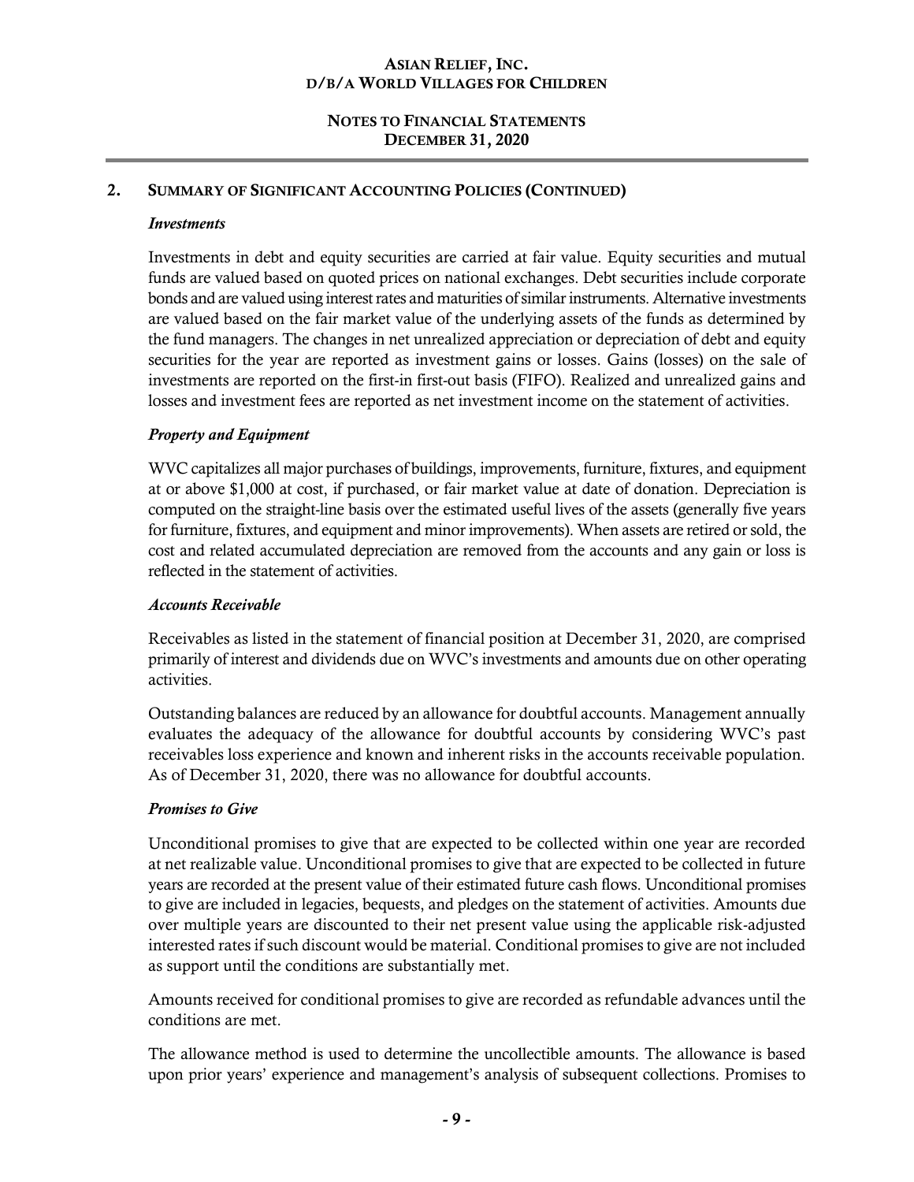## 2. Summary of Significant Accounting Policies (Continued)

### *Investments*

Investments in debt and equity securities are carried at fair value. Equity securities and mutual funds are valued based on quoted prices on national exchanges. Debt securities include corporate bonds and are valued using interest rates and maturities of similar instruments. Alternative investments are valued based on the fair market value of the underlying assets of the funds as determined by the fund managers. The changes in net unrealized appreciation or depreciation of debt and equity securities for the year are reported as investment gains or losses. Gains (losses) on the sale of investments are reported on the first-in first-out basis (FIFO). Realized and unrealized gains and losses and investment fees are reported as net investment income on the statement of activities.

### *Property and Equipment*

WVC capitalizes all major purchases of buildings, improvements, furniture, fixtures, and equipment at or above $1,000 at cost, if purchased, or fair market value at date of donation. Depreciation is computed on the straight-line basis over the estimated useful lives of the assets (generally five years for furniture, fixtures, and equipment and minor improvements). When assets are retired or sold, the cost and related accumulated depreciation are removed from the accounts and any gain or loss is reflected in the statement of activities.

### *Accounts Receivable*

Receivables as listed in the statement of financial position at December 31, 2020, are comprised primarily of interest and dividends due on WVC's investments and amounts due on other operating activities.

Outstanding balances are reduced by an allowance for doubtful accounts. Management annually evaluates the adequacy of the allowance for doubtful accounts by considering WVC's past receivables loss experience and known and inherent risks in the accounts receivable population. As of December 31, 2020, there was no allowance for doubtful accounts.

### *Promises to Give*

Unconditional promises to give that are expected to be collected within one year are recorded at net realizable value. Unconditional promises to give that are expected to be collected in future years are recorded at the present value of their estimated future cash flows. Unconditional promises to give are included in legacies, bequests, and pledges on the statement of activities. Amounts due over multiple years are discounted to their net present value using the applicable risk-adjusted interested rates if such discount would be material. Conditional promises to give are not included as support until the conditions are substantially met.

Amounts received for conditional promises to give are recorded as refundable advances until the conditions are met.

The allowance method is used to determine the uncollectible amounts. The allowance is based upon prior years' experience and management's analysis of subsequent collections. Promises to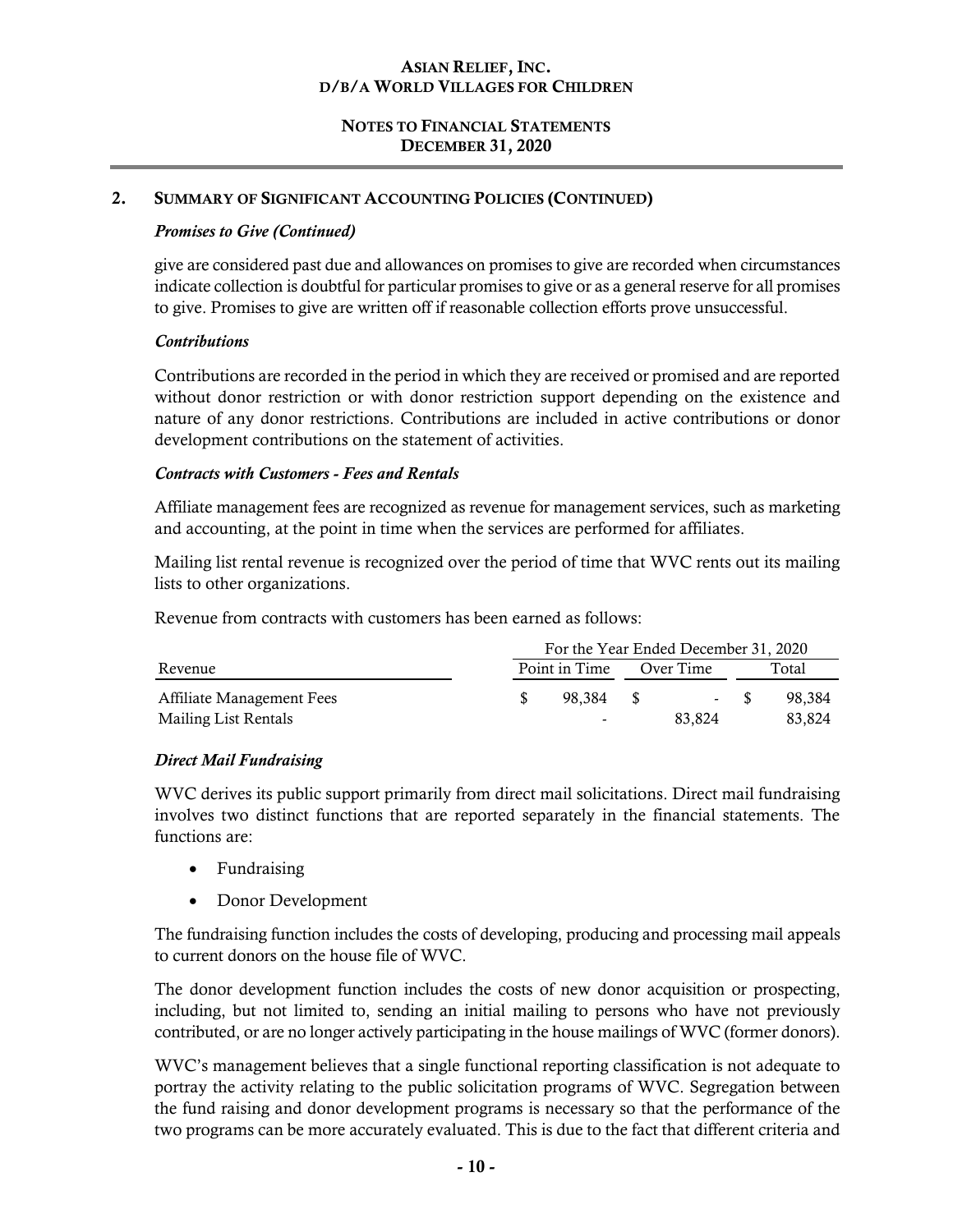## 2. Summary of Significant Accounting Policies (Continued)

### *Promises to Give (Continued)*

give are considered past due and allowances on promises to give are recorded when circumstances indicate collection is doubtful for particular promises to give or as a general reserve for all promises to give. Promises to give are written off if reasonable collection efforts prove unsuccessful.

### *Contributions*

Contributions are recorded in the period in which they are received or promised and are reported without donor restriction or with donor restriction support depending on the existence and nature of any donor restrictions. Contributions are included in active contributions or donor development contributions on the statement of activities.

### *Contracts with Customers - Fees and Rentals*

Affiliate management fees are recognized as revenue for management services, such as marketing and accounting, at the point in time when the services are performed for affiliates.

Mailing list rental revenue is recognized over the period of time that WVC rents out its mailing lists to other organizations.

Revenue from contracts with customers has been earned as follows:

| | For the Year Ended December 31, 2020 | | |
|---|---|---|---|
| Revenue | Point in Time | Over Time | Total |
| Affiliate Management Fees | $ 98,384 | $ - | $ 98,384 |
| Mailing List Rentals | - | 83,824 | 83,824 |

### *Direct Mail Fundraising*

WVC derives its public support primarily from direct mail solicitations. Direct mail fundraising involves two distinct functions that are reported separately in the financial statements. The functions are:

- Fundraising
- Donor Development

The fundraising function includes the costs of developing, producing and processing mail appeals to current donors on the house file of WVC.

The donor development function includes the costs of new donor acquisition or prospecting, including, but not limited to, sending an initial mailing to persons who have not previously contributed, or are no longer actively participating in the house mailings of WVC (former donors).

WVC's management believes that a single functional reporting classification is not adequate to portray the activity relating to the public solicitation programs of WVC. Segregation between the fund raising and donor development programs is necessary so that the performance of the two programs can be more accurately evaluated. This is due to the fact that different criteria and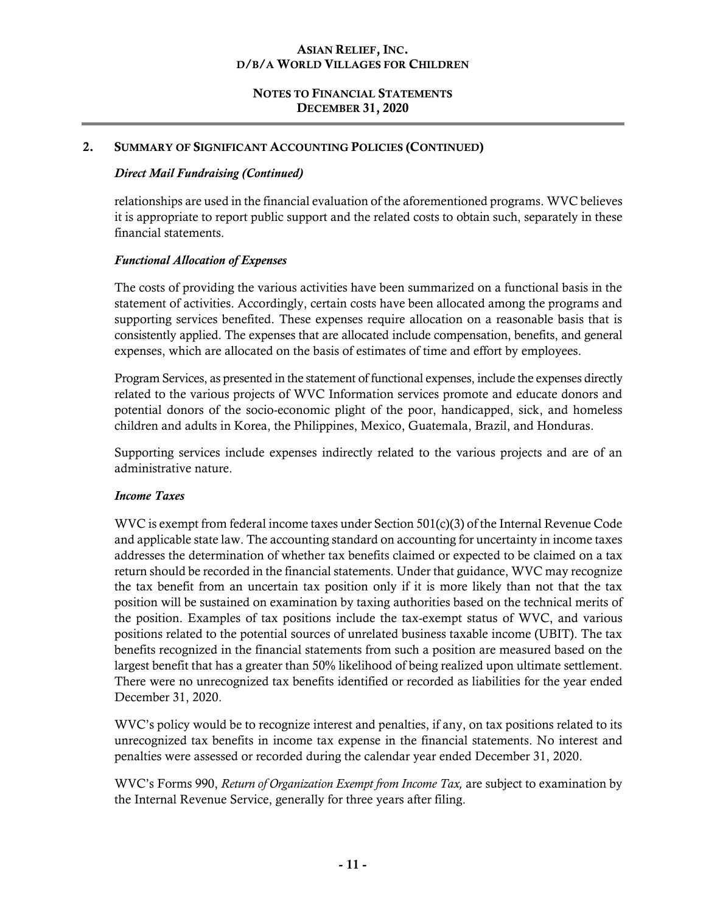## 2. SUMMARY OF SIGNIFICANT ACCOUNTING POLICIES (CONTINUED)

### *Direct Mail Fundraising (Continued)*

relationships are used in the financial evaluation of the aforementioned programs. WVC believes it is appropriate to report public support and the related costs to obtain such, separately in these financial statements.

### *Functional Allocation of Expenses*

The costs of providing the various activities have been summarized on a functional basis in the statement of activities. Accordingly, certain costs have been allocated among the programs and supporting services benefited. These expenses require allocation on a reasonable basis that is consistently applied. The expenses that are allocated include compensation, benefits, and general expenses, which are allocated on the basis of estimates of time and effort by employees.

Program Services, as presented in the statement of functional expenses, include the expenses directly related to the various projects of WVC Information services promote and educate donors and potential donors of the socio-economic plight of the poor, handicapped, sick, and homeless children and adults in Korea, the Philippines, Mexico, Guatemala, Brazil, and Honduras.

Supporting services include expenses indirectly related to the various projects and are of an administrative nature.

### *Income Taxes*

WVC is exempt from federal income taxes under Section 501(c)(3) of the Internal Revenue Code and applicable state law. The accounting standard on accounting for uncertainty in income taxes addresses the determination of whether tax benefits claimed or expected to be claimed on a tax return should be recorded in the financial statements. Under that guidance, WVC may recognize the tax benefit from an uncertain tax position only if it is more likely than not that the tax position will be sustained on examination by taxing authorities based on the technical merits of the position. Examples of tax positions include the tax-exempt status of WVC, and various positions related to the potential sources of unrelated business taxable income (UBIT). The tax benefits recognized in the financial statements from such a position are measured based on the largest benefit that has a greater than 50% likelihood of being realized upon ultimate settlement. There were no unrecognized tax benefits identified or recorded as liabilities for the year ended December 31, 2020.

WVC's policy would be to recognize interest and penalties, if any, on tax positions related to its unrecognized tax benefits in income tax expense in the financial statements. No interest and penalties were assessed or recorded during the calendar year ended December 31, 2020.

WVC's Forms 990, *Return of Organization Exempt from Income Tax,* are subject to examination by the Internal Revenue Service, generally for three years after filing.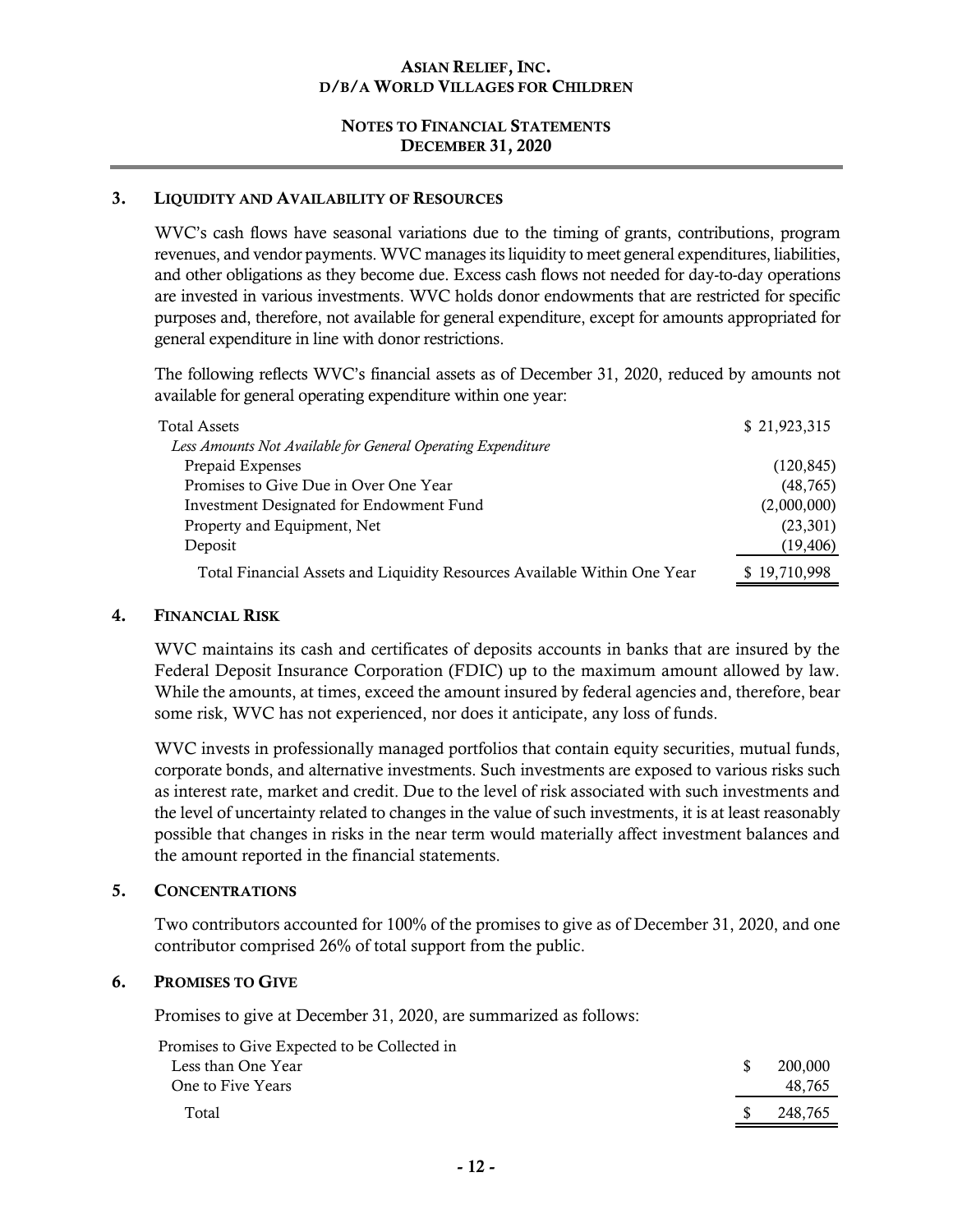## 3. Liquidity and Availability of Resources

WVC's cash flows have seasonal variations due to the timing of grants, contributions, program revenues, and vendor payments. WVC manages its liquidity to meet general expenditures, liabilities, and other obligations as they become due. Excess cash flows not needed for day-to-day operations are invested in various investments. WVC holds donor endowments that are restricted for specific purposes and, therefore, not available for general expenditure, except for amounts appropriated for general expenditure in line with donor restrictions.

The following reflects WVC's financial assets as of December 31, 2020, reduced by amounts not available for general operating expenditure within one year:

| | |
|---|---|
| Total Assets | $ 21,923,315 |
| *Less Amounts Not Available for General Operating Expenditure* | |
| Prepaid Expenses | (120,845) |
| Promises to Give Due in Over One Year | (48,765) |
| Investment Designated for Endowment Fund | (2,000,000) |
| Property and Equipment, Net | (23,301) |
| Deposit | (19,406) |
| Total Financial Assets and Liquidity Resources Available Within One Year | $ 19,710,998 |

## 4. Financial Risk

WVC maintains its cash and certificates of deposits accounts in banks that are insured by the Federal Deposit Insurance Corporation (FDIC) up to the maximum amount allowed by law. While the amounts, at times, exceed the amount insured by federal agencies and, therefore, bear some risk, WVC has not experienced, nor does it anticipate, any loss of funds.

WVC invests in professionally managed portfolios that contain equity securities, mutual funds, corporate bonds, and alternative investments. Such investments are exposed to various risks such as interest rate, market and credit. Due to the level of risk associated with such investments and the level of uncertainty related to changes in the value of such investments, it is at least reasonably possible that changes in risks in the near term would materially affect investment balances and the amount reported in the financial statements.

## 5. Concentrations

Two contributors accounted for 100% of the promises to give as of December 31, 2020, and one contributor comprised 26% of total support from the public.

## 6. Promises to Give

Promises to give at December 31, 2020, are summarized as follows:

| | |
|---|---|
| Promises to Give Expected to be Collected in | |
| Less than One Year | $ 200,000 |
| One to Five Years | 48,765 |
| Total | $ 248,765 |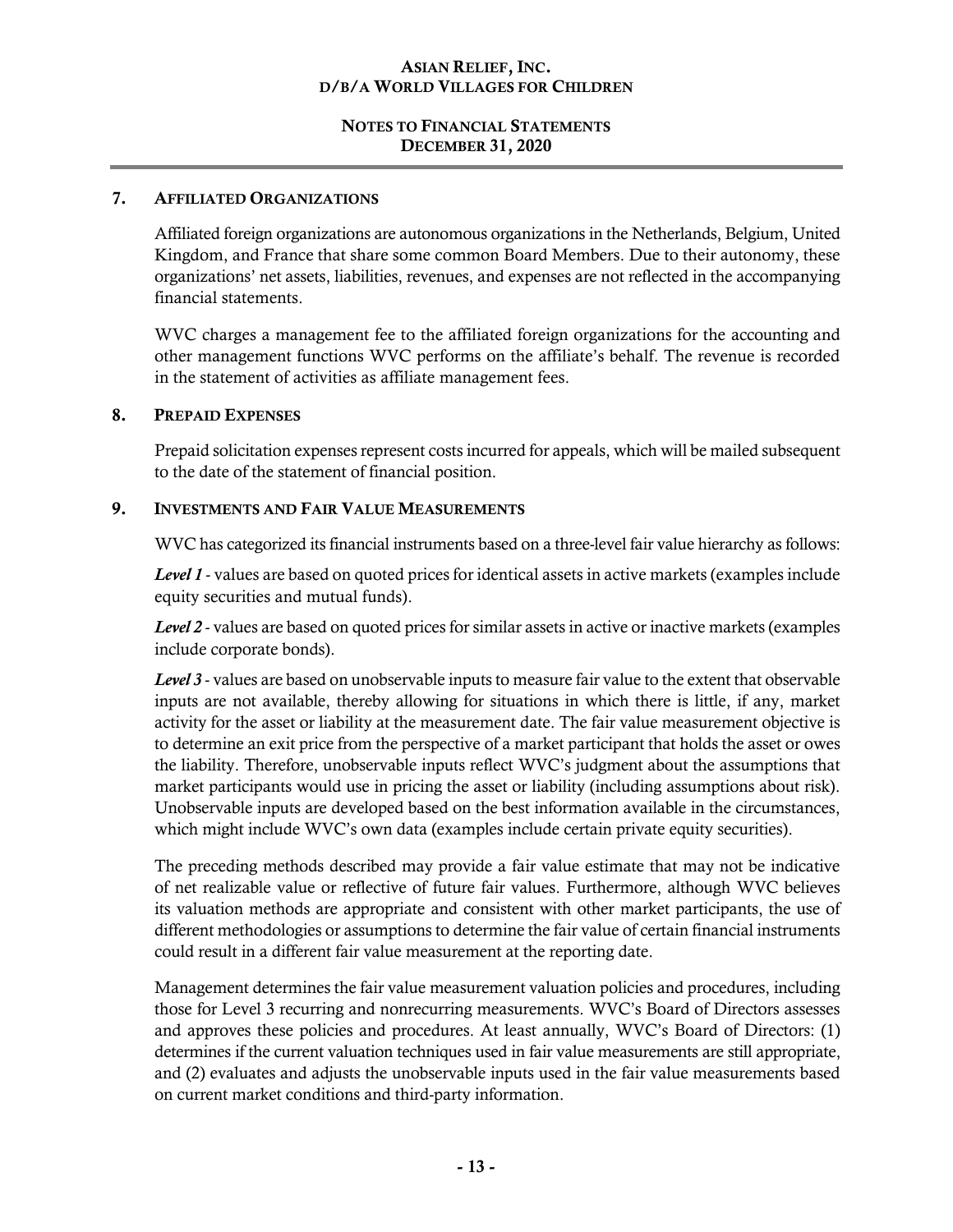## 7. Affiliated Organizations

Affiliated foreign organizations are autonomous organizations in the Netherlands, Belgium, United Kingdom, and France that share some common Board Members. Due to their autonomy, these organizations' net assets, liabilities, revenues, and expenses are not reflected in the accompanying financial statements.

WVC charges a management fee to the affiliated foreign organizations for the accounting and other management functions WVC performs on the affiliate's behalf. The revenue is recorded in the statement of activities as affiliate management fees.

## 8. Prepaid Expenses

Prepaid solicitation expenses represent costs incurred for appeals, which will be mailed subsequent to the date of the statement of financial position.

## 9. Investments and Fair Value Measurements

WVC has categorized its financial instruments based on a three-level fair value hierarchy as follows:

***Level 1*** - values are based on quoted prices for identical assets in active markets (examples include equity securities and mutual funds).

***Level 2*** - values are based on quoted prices for similar assets in active or inactive markets (examples include corporate bonds).

***Level 3*** - values are based on unobservable inputs to measure fair value to the extent that observable inputs are not available, thereby allowing for situations in which there is little, if any, market activity for the asset or liability at the measurement date. The fair value measurement objective is to determine an exit price from the perspective of a market participant that holds the asset or owes the liability. Therefore, unobservable inputs reflect WVC's judgment about the assumptions that market participants would use in pricing the asset or liability (including assumptions about risk). Unobservable inputs are developed based on the best information available in the circumstances, which might include WVC's own data (examples include certain private equity securities).

The preceding methods described may provide a fair value estimate that may not be indicative of net realizable value or reflective of future fair values. Furthermore, although WVC believes its valuation methods are appropriate and consistent with other market participants, the use of different methodologies or assumptions to determine the fair value of certain financial instruments could result in a different fair value measurement at the reporting date.

Management determines the fair value measurement valuation policies and procedures, including those for Level 3 recurring and nonrecurring measurements. WVC's Board of Directors assesses and approves these policies and procedures. At least annually, WVC's Board of Directors: (1) determines if the current valuation techniques used in fair value measurements are still appropriate, and (2) evaluates and adjusts the unobservable inputs used in the fair value measurements based on current market conditions and third-party information.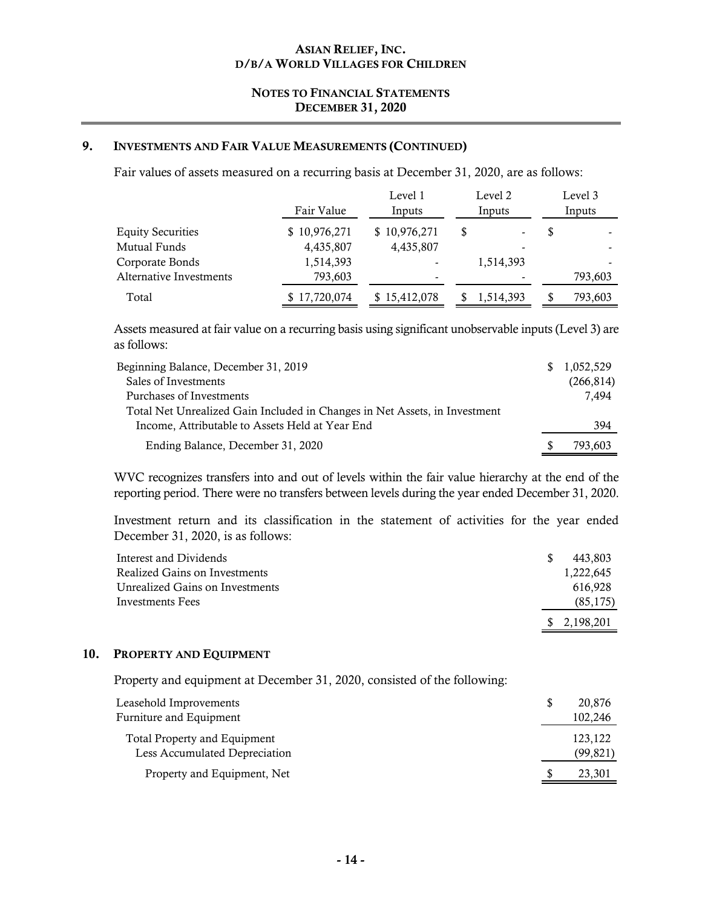## 9. INVESTMENTS AND FAIR VALUE MEASUREMENTS (CONTINUED)

Fair values of assets measured on a recurring basis at December 31, 2020, are as follows:

| | Fair Value | Level 1 Inputs | Level 2 Inputs | Level 3 Inputs |
|---|---|---|---|---|
| Equity Securities | $ 10,976,271 | $ 10,976,271 | $ - | $ - |
| Mutual Funds | 4,435,807 | 4,435,807 | - | - |
| Corporate Bonds | 1,514,393 | - | 1,514,393 | - |
| Alternative Investments | 793,603 | - | - | 793,603 |
| Total | $ 17,720,074 | $ 15,412,078 | $ 1,514,393 | $ 793,603 |

Assets measured at fair value on a recurring basis using significant unobservable inputs (Level 3) are as follows:

| | |
|---|---|
| Beginning Balance, December 31, 2019 | $ 1,052,529 |
| Sales of Investments | (266,814) |
| Purchases of Investments | 7,494 |
| Total Net Unrealized Gain Included in Changes in Net Assets, in Investment Income, Attributable to Assets Held at Year End | 394 |
| Ending Balance, December 31, 2020 | $ 793,603 |

WVC recognizes transfers into and out of levels within the fair value hierarchy at the end of the reporting period. There were no transfers between levels during the year ended December 31, 2020.

Investment return and its classification in the statement of activities for the year ended December 31, 2020, is as follows:

| | |
|---|---|
| Interest and Dividends | $ 443,803 |
| Realized Gains on Investments | 1,222,645 |
| Unrealized Gains on Investments | 616,928 |
| Investments Fees | (85,175) |
| | $ 2,198,201 |

## 10. PROPERTY AND EQUIPMENT

Property and equipment at December 31, 2020, consisted of the following:

| | |
|---|---|
| Leasehold Improvements | $ 20,876 |
| Furniture and Equipment | 102,246 |
| Total Property and Equipment | 123,122 |
| Less Accumulated Depreciation | (99,821) |
| Property and Equipment, Net | $ 23,301 |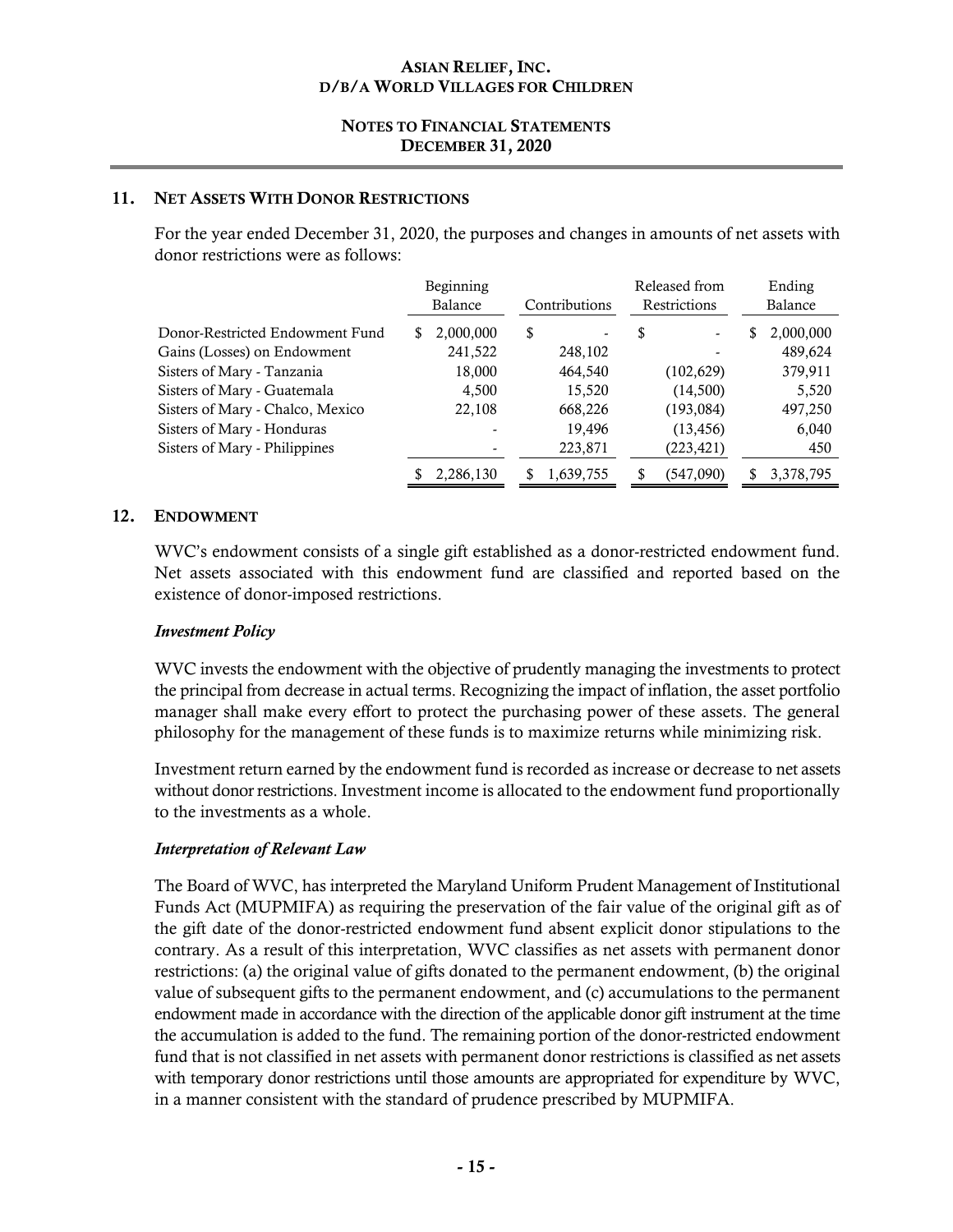## 11. NET ASSETS WITH DONOR RESTRICTIONS

For the year ended December 31, 2020, the purposes and changes in amounts of net assets with donor restrictions were as follows:

| | Beginning Balance | Contributions | Released from Restrictions | Ending Balance |
|---|---|---|---|---|
| Donor-Restricted Endowment Fund | $ 2,000,000 | $ - | $ - | $ 2,000,000 |
| Gains (Losses) on Endowment | 241,522 | 248,102 | - | 489,624 |
| Sisters of Mary - Tanzania | 18,000 | 464,540 | (102,629) | 379,911 |
| Sisters of Mary - Guatemala | 4,500 | 15,520 | (14,500) | 5,520 |
| Sisters of Mary - Chalco, Mexico | 22,108 | 668,226 | (193,084) | 497,250 |
| Sisters of Mary - Honduras | - | 19,496 | (13,456) | 6,040 |
| Sisters of Mary - Philippines | - | 223,871 | (223,421) | 450 |
| | $ 2,286,130 | $ 1,639,755 | $ (547,090) | $ 3,378,795 |

## 12. ENDOWMENT

WVC's endowment consists of a single gift established as a donor-restricted endowment fund. Net assets associated with this endowment fund are classified and reported based on the existence of donor-imposed restrictions.

### *Investment Policy*

WVC invests the endowment with the objective of prudently managing the investments to protect the principal from decrease in actual terms. Recognizing the impact of inflation, the asset portfolio manager shall make every effort to protect the purchasing power of these assets. The general philosophy for the management of these funds is to maximize returns while minimizing risk.

Investment return earned by the endowment fund is recorded as increase or decrease to net assets without donor restrictions. Investment income is allocated to the endowment fund proportionally to the investments as a whole.

### *Interpretation of Relevant Law*

The Board of WVC, has interpreted the Maryland Uniform Prudent Management of Institutional Funds Act (MUPMIFA) as requiring the preservation of the fair value of the original gift as of the gift date of the donor-restricted endowment fund absent explicit donor stipulations to the contrary. As a result of this interpretation, WVC classifies as net assets with permanent donor restrictions: (a) the original value of gifts donated to the permanent endowment, (b) the original value of subsequent gifts to the permanent endowment, and (c) accumulations to the permanent endowment made in accordance with the direction of the applicable donor gift instrument at the time the accumulation is added to the fund. The remaining portion of the donor-restricted endowment fund that is not classified in net assets with permanent donor restrictions is classified as net assets with temporary donor restrictions until those amounts are appropriated for expenditure by WVC, in a manner consistent with the standard of prudence prescribed by MUPMIFA.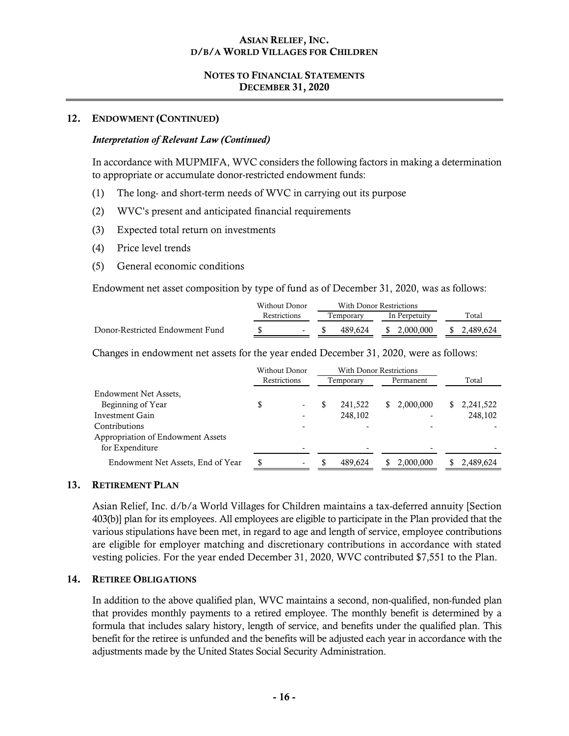## 12. ENDOWMENT (CONTINUED)

### *Interpretation of Relevant Law (Continued)*

In accordance with MUPMIFA, WVC considers the following factors in making a determination to appropriate or accumulate donor-restricted endowment funds:

(1) The long- and short-term needs of WVC in carrying out its purpose

(2) WVC's present and anticipated financial requirements

(3) Expected total return on investments

(4) Price level trends

(5) General economic conditions

Endowment net asset composition by type of fund as of December 31, 2020, was as follows:

| | Without Donor Restrictions | With Donor Restrictions | | Total |
|---|---|---|---|---|
| | | Temporary | In Perpetuity | |
| Donor-Restricted Endowment Fund | $ - | $ 489,624 | $ 2,000,000 | $ 2,489,624 |

Changes in endowment net assets for the year ended December 31, 2020, were as follows:

| | Without Donor Restrictions | With Donor Restrictions | | Total |
|---|---|---|---|---|
| | | Temporary | Permanent | |
| Endowment Net Assets, Beginning of Year | $ - | $ 241,522 | $ 2,000,000 | $ 2,241,522 |
| Investment Gain | - | 248,102 | - | 248,102 |
| Contributions | - | - | - | - |
| Appropriation of Endowment Assets for Expenditure | - | - | - | - |
| Endowment Net Assets, End of Year | $ - | $ 489,624 | $ 2,000,000 | $ 2,489,624 |

## 13. RETIREMENT PLAN

Asian Relief, Inc. d/b/a World Villages for Children maintains a tax-deferred annuity [Section 403(b)] plan for its employees. All employees are eligible to participate in the Plan provided that the various stipulations have been met, in regard to age and length of service, employee contributions are eligible for employer matching and discretionary contributions in accordance with stated vesting policies. For the year ended December 31, 2020, WVC contributed $7,551 to the Plan.

## 14. RETIREE OBLIGATIONS

In addition to the above qualified plan, WVC maintains a second, non-qualified, non-funded plan that provides monthly payments to a retired employee. The monthly benefit is determined by a formula that includes salary history, length of service, and benefits under the qualified plan. This benefit for the retiree is unfunded and the benefits will be adjusted each year in accordance with the adjustments made by the United States Social Security Administration.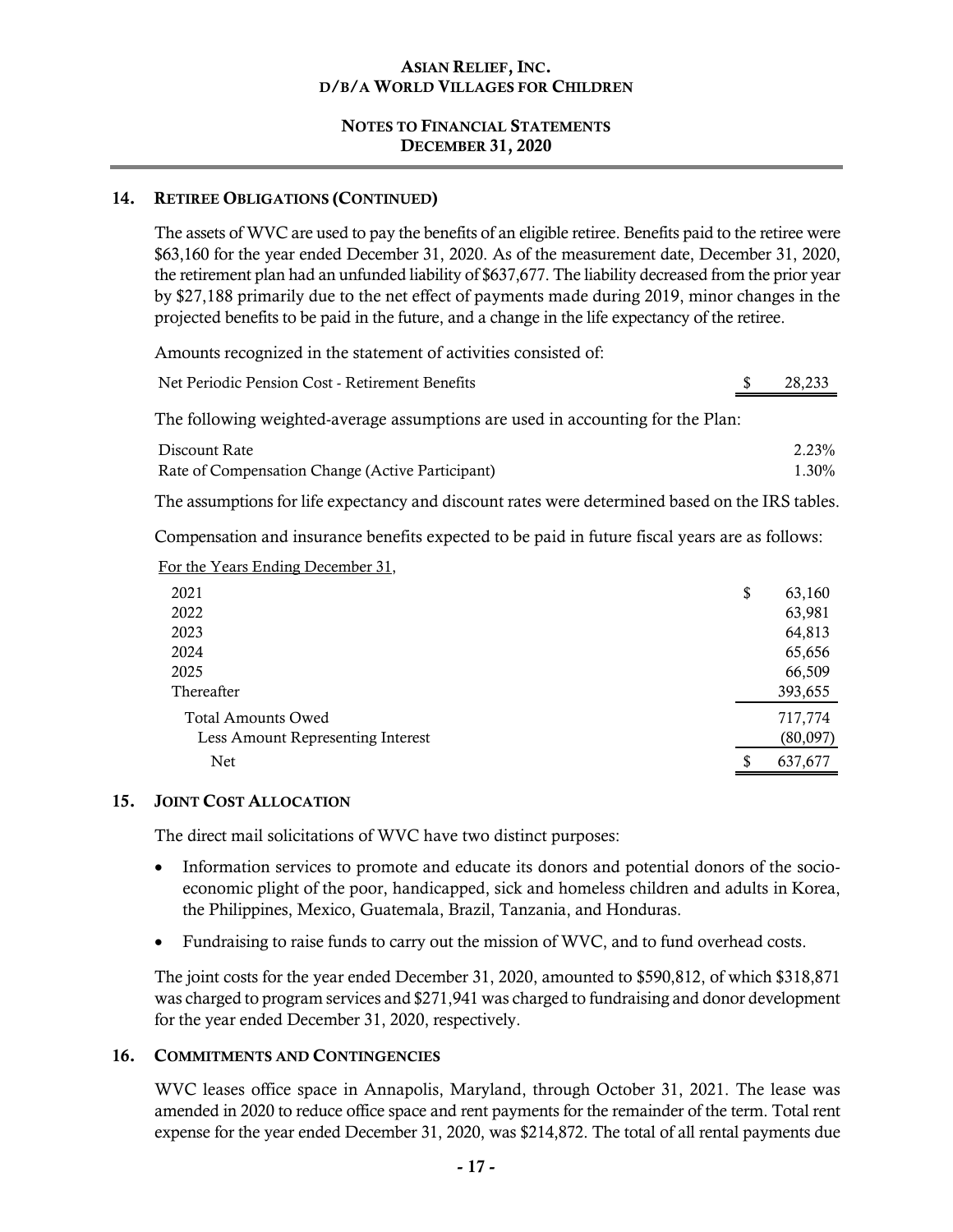## 14. Retiree Obligations (Continued)

The assets of WVC are used to pay the benefits of an eligible retiree. Benefits paid to the retiree were $63,160 for the year ended December 31, 2020. As of the measurement date, December 31, 2020, the retirement plan had an unfunded liability of $637,677. The liability decreased from the prior year by $27,188 primarily due to the net effect of payments made during 2019, minor changes in the projected benefits to be paid in the future, and a change in the life expectancy of the retiree.

Amounts recognized in the statement of activities consisted of:

| | |
|---|---|
| Net Periodic Pension Cost - Retirement Benefits | $ 28,233 |

The following weighted-average assumptions are used in accounting for the Plan:

| | |
|---|---|
| Discount Rate | 2.23% |
| Rate of Compensation Change (Active Participant) | 1.30% |

The assumptions for life expectancy and discount rates were determined based on the IRS tables.

Compensation and insurance benefits expected to be paid in future fiscal years are as follows:

| For the Years Ending December 31, | |
|---|---|
| 2021 | $ 63,160 |
| 2022 | 63,981 |
| 2023 | 64,813 |
| 2024 | 65,656 |
| 2025 | 66,509 |
| Thereafter | 393,655 |
| Total Amounts Owed | 717,774 |
| Less Amount Representing Interest | (80,097) |
| Net | $ 637,677 |

## 15. Joint Cost Allocation

The direct mail solicitations of WVC have two distinct purposes:

- Information services to promote and educate its donors and potential donors of the socio-economic plight of the poor, handicapped, sick and homeless children and adults in Korea, the Philippines, Mexico, Guatemala, Brazil, Tanzania, and Honduras.
- Fundraising to raise funds to carry out the mission of WVC, and to fund overhead costs.

The joint costs for the year ended December 31, 2020, amounted to $590,812, of which $318,871 was charged to program services and $271,941 was charged to fundraising and donor development for the year ended December 31, 2020, respectively.

## 16. Commitments and Contingencies

WVC leases office space in Annapolis, Maryland, through October 31, 2021. The lease was amended in 2020 to reduce office space and rent payments for the remainder of the term. Total rent expense for the year ended December 31, 2020, was $214,872. The total of all rental payments due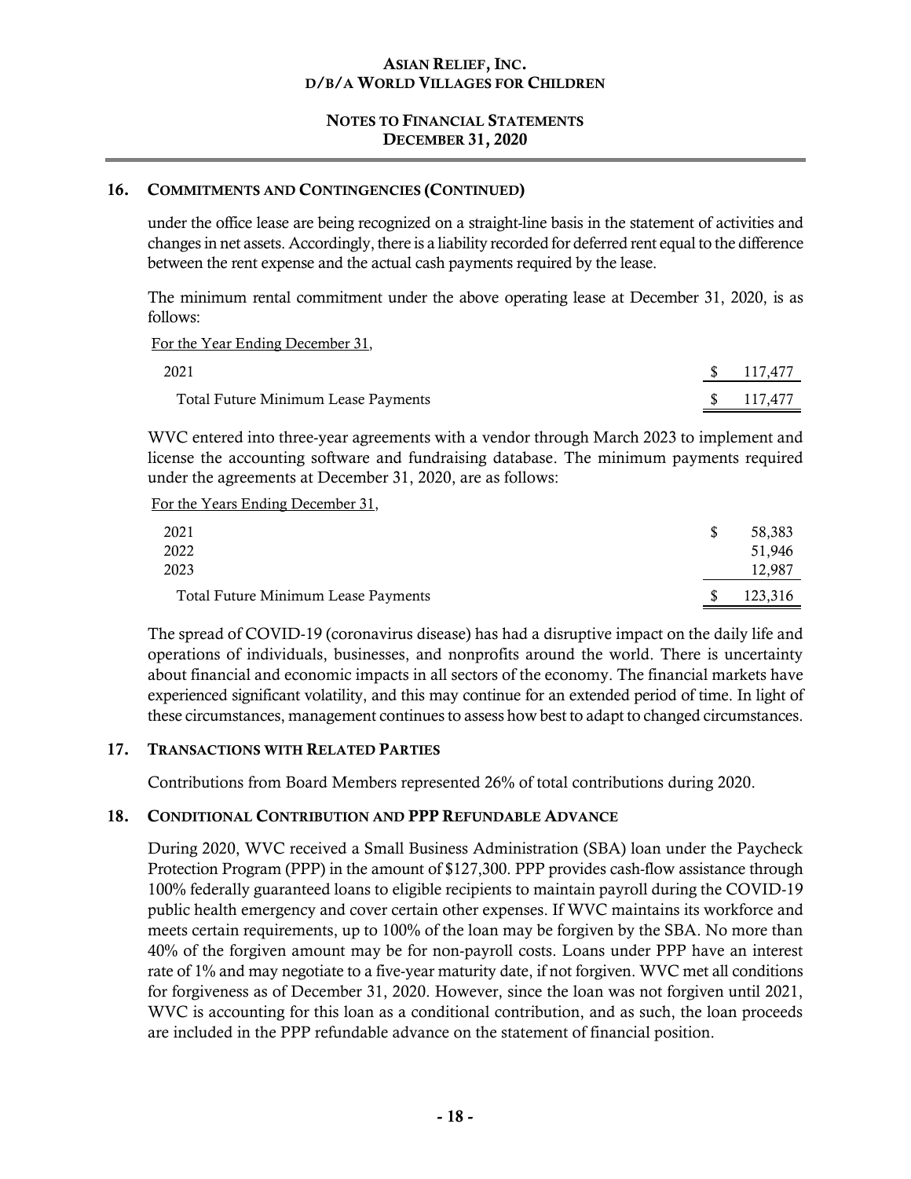## 16. COMMITMENTS AND CONTINGENCIES (CONTINUED)

under the office lease are being recognized on a straight-line basis in the statement of activities and changes in net assets. Accordingly, there is a liability recorded for deferred rent equal to the difference between the rent expense and the actual cash payments required by the lease.

The minimum rental commitment under the above operating lease at December 31, 2020, is as follows:

| For the Year Ending December 31, | |
|---|---|
| 2021 | $ 117,477 |
| Total Future Minimum Lease Payments | $ 117,477 |

WVC entered into three-year agreements with a vendor through March 2023 to implement and license the accounting software and fundraising database. The minimum payments required under the agreements at December 31, 2020, are as follows:

| For the Years Ending December 31, | |
|---|---|
| 2021 | $ 58,383 |
| 2022 | 51,946 |
| 2023 | 12,987 |
| Total Future Minimum Lease Payments | $ 123,316 |

The spread of COVID-19 (coronavirus disease) has had a disruptive impact on the daily life and operations of individuals, businesses, and nonprofits around the world. There is uncertainty about financial and economic impacts in all sectors of the economy. The financial markets have experienced significant volatility, and this may continue for an extended period of time. In light of these circumstances, management continues to assess how best to adapt to changed circumstances.

## 17. TRANSACTIONS WITH RELATED PARTIES

Contributions from Board Members represented 26% of total contributions during 2020.

## 18. CONDITIONAL CONTRIBUTION AND PPP REFUNDABLE ADVANCE

During 2020, WVC received a Small Business Administration (SBA) loan under the Paycheck Protection Program (PPP) in the amount of $127,300. PPP provides cash-flow assistance through 100% federally guaranteed loans to eligible recipients to maintain payroll during the COVID-19 public health emergency and cover certain other expenses. If WVC maintains its workforce and meets certain requirements, up to 100% of the loan may be forgiven by the SBA. No more than 40% of the forgiven amount may be for non-payroll costs. Loans under PPP have an interest rate of 1% and may negotiate to a five-year maturity date, if not forgiven. WVC met all conditions for forgiveness as of December 31, 2020. However, since the loan was not forgiven until 2021, WVC is accounting for this loan as a conditional contribution, and as such, the loan proceeds are included in the PPP refundable advance on the statement of financial position.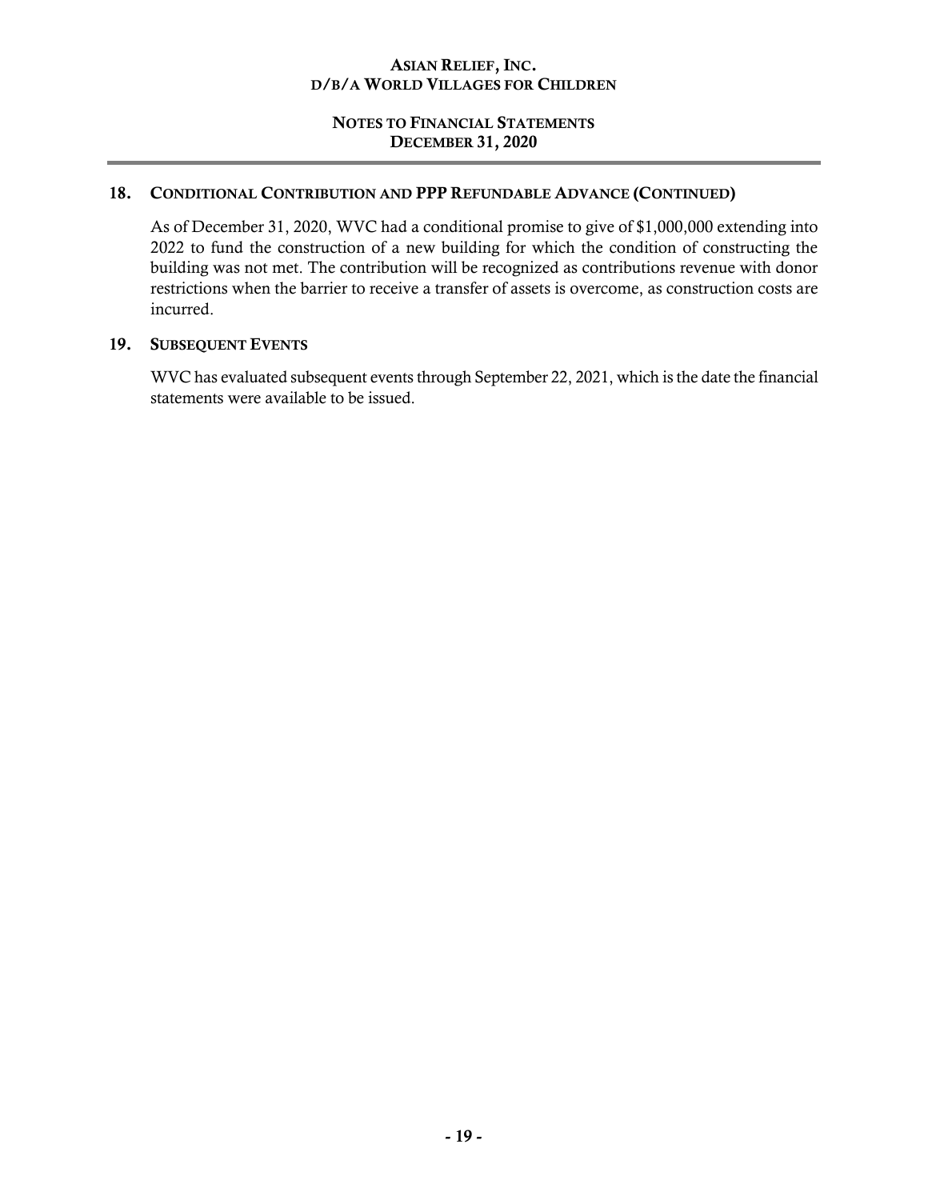## 18. Conditional Contribution and PPP Refundable Advance (Continued)

As of December 31, 2020, WVC had a conditional promise to give of $1,000,000 extending into 2022 to fund the construction of a new building for which the condition of constructing the building was not met. The contribution will be recognized as contributions revenue with donor restrictions when the barrier to receive a transfer of assets is overcome, as construction costs are incurred.

## 19. Subsequent Events

WVC has evaluated subsequent events through September 22, 2021, which is the date the financial statements were available to be issued.